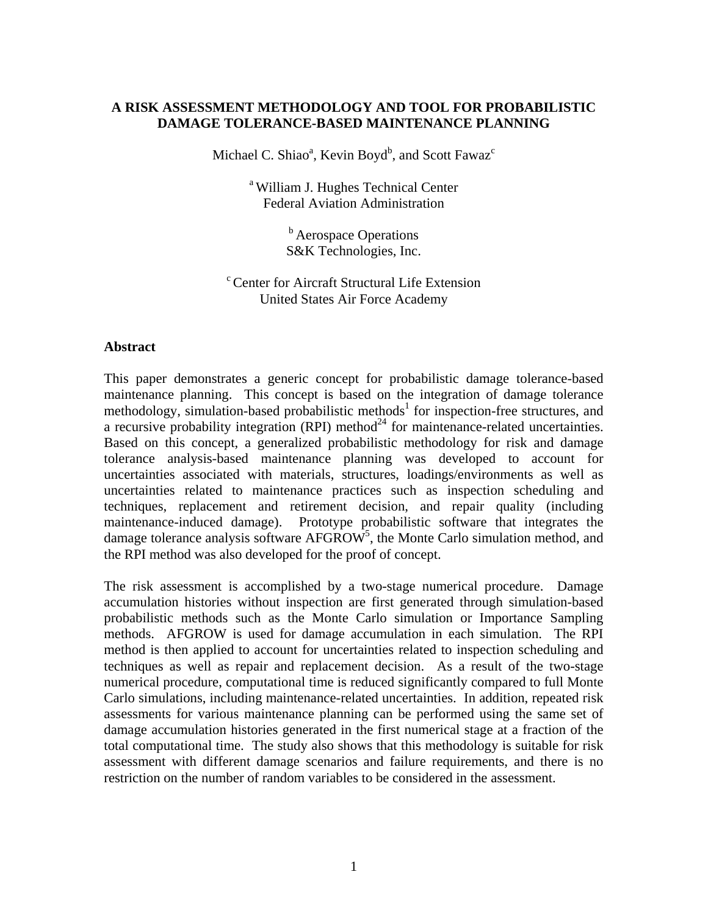# A RISK ASSESSMENT METHODOLOGY AND TOOL FOR PROBABILISTIC DAMAGE TOLERANCE-BASED MAINTENANCE PLANNING

Michael C. Shiao[a], Kevin Boyd[b], and Scott Fawaz[c]

[a] William J. Hughes Technical Center
Federal Aviation Administration

[b] Aerospace Operations
S&K Technologies, Inc.

[c] Center for Aircraft Structural Life Extension
United States Air Force Academy

## Abstract

This paper demonstrates a generic concept for probabilistic damage tolerance-based maintenance planning. This concept is based on the integration of damage tolerance methodology, simulation-based probabilistic methods[1] for inspection-free structures, and a recursive probability integration (RPI) method[24] for maintenance-related uncertainties. Based on this concept, a generalized probabilistic methodology for risk and damage tolerance analysis-based maintenance planning was developed to account for uncertainties associated with materials, structures, loadings/environments as well as uncertainties related to maintenance practices such as inspection scheduling and techniques, replacement and retirement decision, and repair quality (including maintenance-induced damage). Prototype probabilistic software that integrates the damage tolerance analysis software AFGROW[5], the Monte Carlo simulation method, and the RPI method was also developed for the proof of concept.

The risk assessment is accomplished by a two-stage numerical procedure. Damage accumulation histories without inspection are first generated through simulation-based probabilistic methods such as the Monte Carlo simulation or Importance Sampling methods. AFGROW is used for damage accumulation in each simulation. The RPI method is then applied to account for uncertainties related to inspection scheduling and techniques as well as repair and replacement decision. As a result of the two-stage numerical procedure, computational time is reduced significantly compared to full Monte Carlo simulations, including maintenance-related uncertainties. In addition, repeated risk assessments for various maintenance planning can be performed using the same set of damage accumulation histories generated in the first numerical stage at a fraction of the total computational time. The study also shows that this methodology is suitable for risk assessment with different damage scenarios and failure requirements, and there is no restriction on the number of random variables to be considered in the assessment.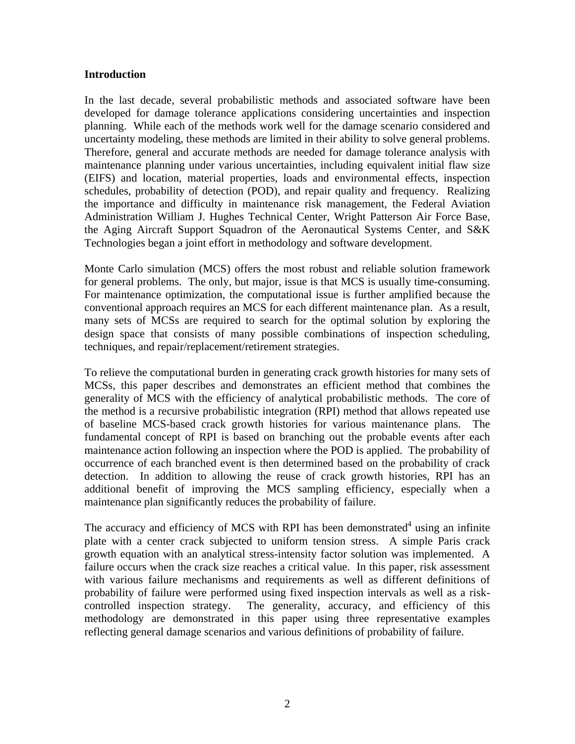## Introduction

In the last decade, several probabilistic methods and associated software have been developed for damage tolerance applications considering uncertainties and inspection planning. While each of the methods work well for the damage scenario considered and uncertainty modeling, these methods are limited in their ability to solve general problems. Therefore, general and accurate methods are needed for damage tolerance analysis with maintenance planning under various uncertainties, including equivalent initial flaw size (EIFS) and location, material properties, loads and environmental effects, inspection schedules, probability of detection (POD), and repair quality and frequency. Realizing the importance and difficulty in maintenance risk management, the Federal Aviation Administration William J. Hughes Technical Center, Wright Patterson Air Force Base, the Aging Aircraft Support Squadron of the Aeronautical Systems Center, and S&K Technologies began a joint effort in methodology and software development.

Monte Carlo simulation (MCS) offers the most robust and reliable solution framework for general problems. The only, but major, issue is that MCS is usually time-consuming. For maintenance optimization, the computational issue is further amplified because the conventional approach requires an MCS for each different maintenance plan. As a result, many sets of MCSs are required to search for the optimal solution by exploring the design space that consists of many possible combinations of inspection scheduling, techniques, and repair/replacement/retirement strategies.

To relieve the computational burden in generating crack growth histories for many sets of MCSs, this paper describes and demonstrates an efficient method that combines the generality of MCS with the efficiency of analytical probabilistic methods. The core of the method is a recursive probabilistic integration (RPI) method that allows repeated use of baseline MCS-based crack growth histories for various maintenance plans. The fundamental concept of RPI is based on branching out the probable events after each maintenance action following an inspection where the POD is applied. The probability of occurrence of each branched event is then determined based on the probability of crack detection. In addition to allowing the reuse of crack growth histories, RPI has an additional benefit of improving the MCS sampling efficiency, especially when a maintenance plan significantly reduces the probability of failure.

The accuracy and efficiency of MCS with RPI has been demonstrated[4] using an infinite plate with a center crack subjected to uniform tension stress. A simple Paris crack growth equation with an analytical stress-intensity factor solution was implemented. A failure occurs when the crack size reaches a critical value. In this paper, risk assessment with various failure mechanisms and requirements as well as different definitions of probability of failure were performed using fixed inspection intervals as well as a risk-controlled inspection strategy. The generality, accuracy, and efficiency of this methodology are demonstrated in this paper using three representative examples reflecting general damage scenarios and various definitions of probability of failure.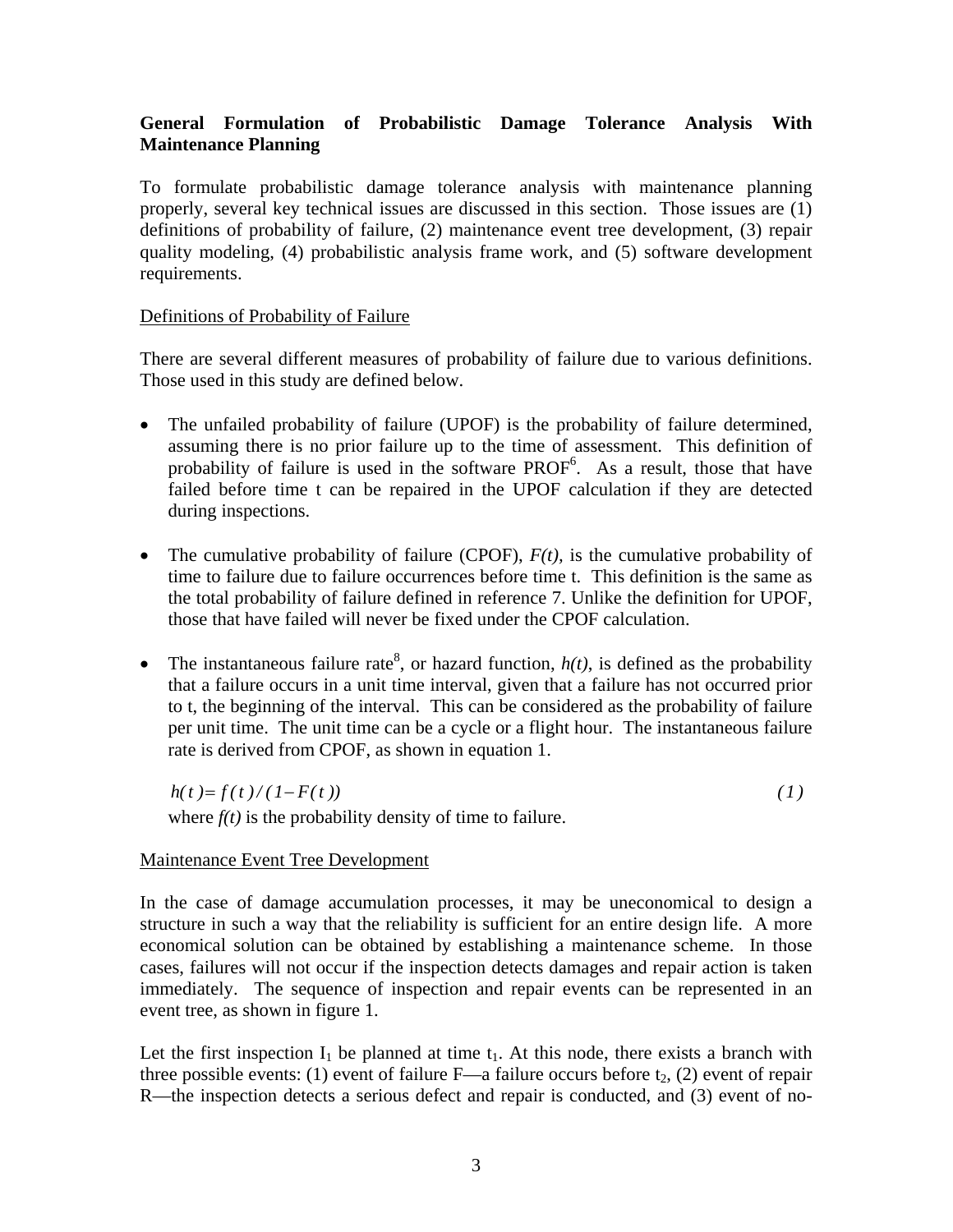### General Formulation of Probabilistic Damage Tolerance Analysis With Maintenance Planning

To formulate probabilistic damage tolerance analysis with maintenance planning properly, several key technical issues are discussed in this section. Those issues are (1) definitions of probability of failure, (2) maintenance event tree development, (3) repair quality modeling, (4) probabilistic analysis frame work, and (5) software development requirements.

#### Definitions of Probability of Failure

There are several different measures of probability of failure due to various definitions. Those used in this study are defined below.

- The unfailed probability of failure (UPOF) is the probability of failure determined, assuming there is no prior failure up to the time of assessment. This definition of probability of failure is used in the software PROF[6]. As a result, those that have failed before time t can be repaired in the UPOF calculation if they are detected during inspections.

- The cumulative probability of failure (CPOF), $F(t)$, is the cumulative probability of time to failure due to failure occurrences before time t. This definition is the same as the total probability of failure defined in reference 7. Unlike the definition for UPOF, those that have failed will never be fixed under the CPOF calculation.

- The instantaneous failure rate[8], or hazard function, $h(t)$, is defined as the probability that a failure occurs in a unit time interval, given that a failure has not occurred prior to t, the beginning of the interval. This can be considered as the probability of failure per unit time. The unit time can be a cycle or a flight hour. The instantaneous failure rate is derived from CPOF, as shown in equation 1.

$$h(t) = f(t) / (1 - F(t)) \qquad (1)$$

where $f(t)$ is the probability density of time to failure.

#### Maintenance Event Tree Development

In the case of damage accumulation processes, it may be uneconomical to design a structure in such a way that the reliability is sufficient for an entire design life. A more economical solution can be obtained by establishing a maintenance scheme. In those cases, failures will not occur if the inspection detects damages and repair action is taken immediately. The sequence of inspection and repair events can be represented in an event tree, as shown in figure 1.

Let the first inspection $I_1$ be planned at time $t_1$. At this node, there exists a branch with three possible events: (1) event of failure F—a failure occurs before $t_2$, (2) event of repair R—the inspection detects a serious defect and repair is conducted, and (3) event of no-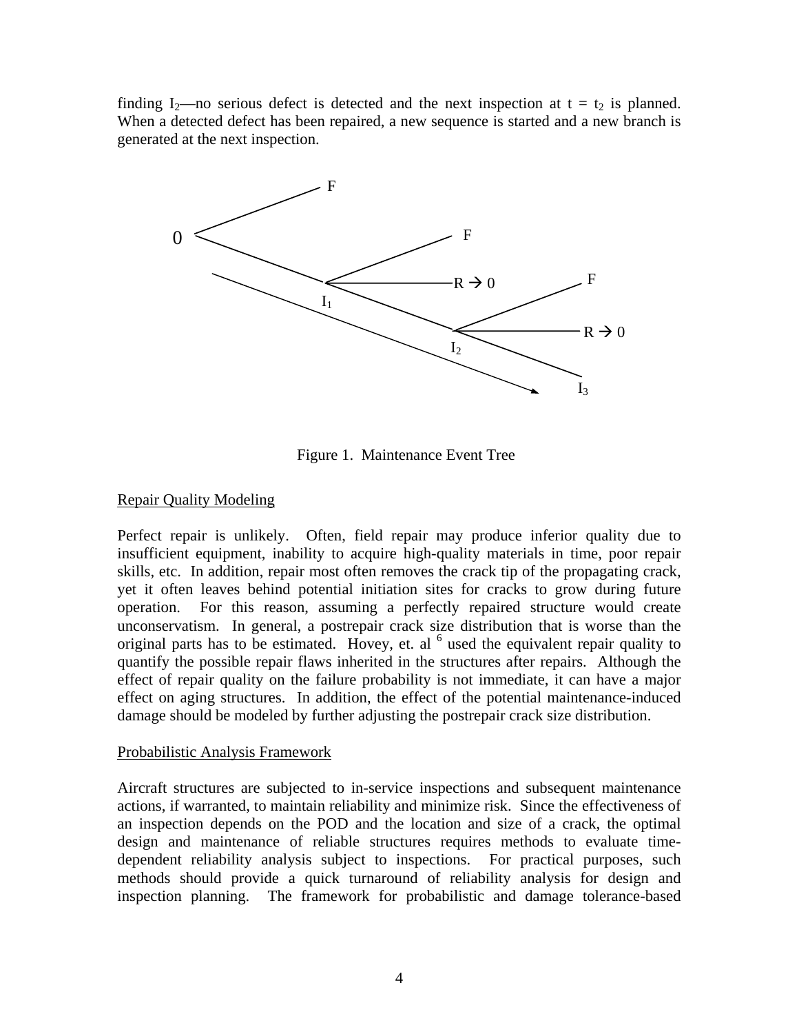finding $I_2$—no serious defect is detected and the next inspection at $t = t_2$ is planned. When a detected defect has been repaired, a new sequence is started and a new branch is generated at the next inspection.

Figure 1.  Maintenance Event Tree

Repair Quality Modeling

Perfect repair is unlikely.  Often, field repair may produce inferior quality due to insufficient equipment, inability to acquire high-quality materials in time, poor repair skills, etc.  In addition, repair most often removes the crack tip of the propagating crack, yet it often leaves behind potential initiation sites for cracks to grow during future operation.  For this reason, assuming a perfectly repaired structure would create unconservatism.  In general, a postrepair crack size distribution that is worse than the original parts has to be estimated.  Hovey, et. al [6] used the equivalent repair quality to quantify the possible repair flaws inherited in the structures after repairs.  Although the effect of repair quality on the failure probability is not immediate, it can have a major effect on aging structures.  In addition, the effect of the potential maintenance-induced damage should be modeled by further adjusting the postrepair crack size distribution.

Probabilistic Analysis Framework

Aircraft structures are subjected to in-service inspections and subsequent maintenance actions, if warranted, to maintain reliability and minimize risk.  Since the effectiveness of an inspection depends on the POD and the location and size of a crack, the optimal design and maintenance of reliable structures requires methods to evaluate time-dependent reliability analysis subject to inspections.  For practical purposes, such methods should provide a quick turnaround of reliability analysis for design and inspection planning.  The framework for probabilistic and damage tolerance-based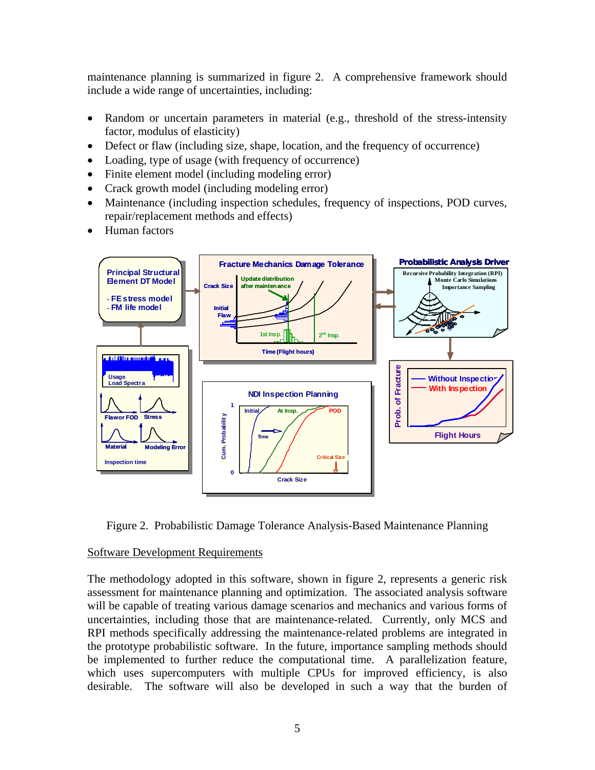maintenance planning is summarized in figure 2. A comprehensive framework should include a wide range of uncertainties, including:

- Random or uncertain parameters in material (e.g., threshold of the stress-intensity factor, modulus of elasticity)
- Defect or flaw (including size, shape, location, and the frequency of occurrence)
- Loading, type of usage (with frequency of occurrence)
- Finite element model (including modeling error)
- Crack growth model (including modeling error)
- Maintenance (including inspection schedules, frequency of inspections, POD curves, repair/replacement methods and effects)
- Human factors

Figure 2. Probabilistic Damage Tolerance Analysis-Based Maintenance Planning

Software Development Requirements

The methodology adopted in this software, shown in figure 2, represents a generic risk assessment for maintenance planning and optimization. The associated analysis software will be capable of treating various damage scenarios and mechanics and various forms of uncertainties, including those that are maintenance-related. Currently, only MCS and RPI methods specifically addressing the maintenance-related problems are integrated in the prototype probabilistic software. In the future, importance sampling methods should be implemented to further reduce the computational time. A parallelization feature, which uses supercomputers with multiple CPUs for improved efficiency, is also desirable. The software will also be developed in such a way that the burden of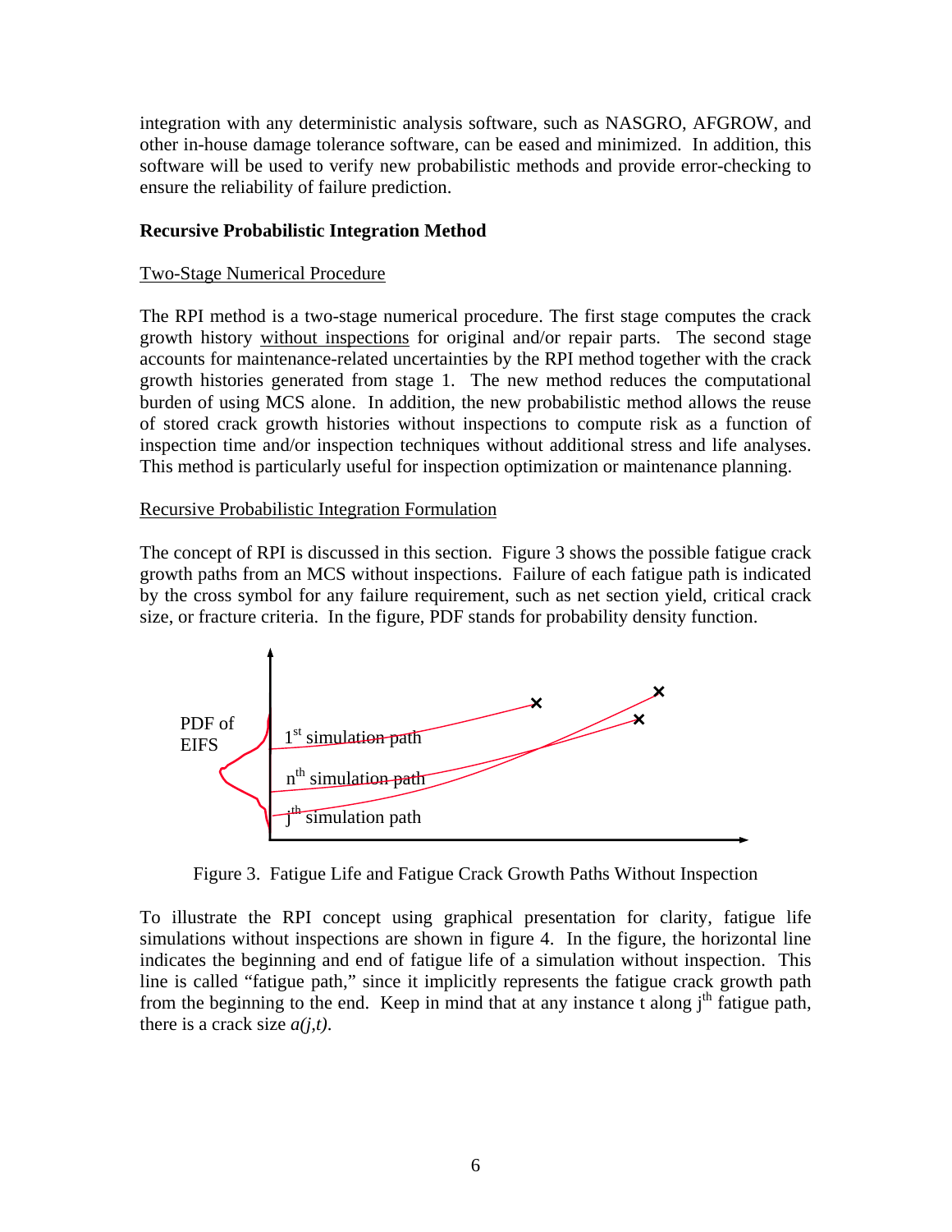integration with any deterministic analysis software, such as NASGRO, AFGROW, and other in-house damage tolerance software, can be eased and minimized. In addition, this software will be used to verify new probabilistic methods and provide error-checking to ensure the reliability of failure prediction.

**Recursive Probabilistic Integration Method**

Two-Stage Numerical Procedure

The RPI method is a two-stage numerical procedure. The first stage computes the crack growth history without inspections for original and/or repair parts. The second stage accounts for maintenance-related uncertainties by the RPI method together with the crack growth histories generated from stage 1. The new method reduces the computational burden of using MCS alone. In addition, the new probabilistic method allows the reuse of stored crack growth histories without inspections to compute risk as a function of inspection time and/or inspection techniques without additional stress and life analyses. This method is particularly useful for inspection optimization or maintenance planning.

Recursive Probabilistic Integration Formulation

The concept of RPI is discussed in this section. Figure 3 shows the possible fatigue crack growth paths from an MCS without inspections. Failure of each fatigue path is indicated by the cross symbol for any failure requirement, such as net section yield, critical crack size, or fracture criteria. In the figure, PDF stands for probability density function.

PDF of EIFS

1st simulation path

nth simulation path

jth simulation path

Figure 3. Fatigue Life and Fatigue Crack Growth Paths Without Inspection

To illustrate the RPI concept using graphical presentation for clarity, fatigue life simulations without inspections are shown in figure 4. In the figure, the horizontal line indicates the beginning and end of fatigue life of a simulation without inspection. This line is called "fatigue path," since it implicitly represents the fatigue crack growth path from the beginning to the end. Keep in mind that at any instance t along $j^{th}$ fatigue path, there is a crack size $a(j,t)$.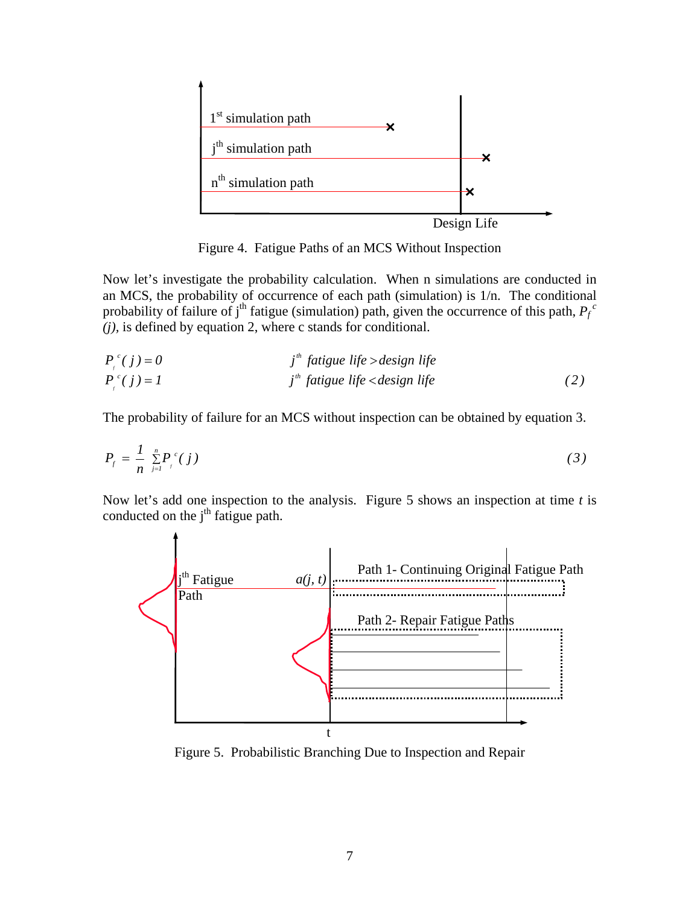Figure 4. Fatigue Paths of an MCS Without Inspection

Now let's investigate the probability calculation. When n simulations are conducted in an MCS, the probability of occurrence of each path (simulation) is 1/n. The conditional probability of failure of $j^{th}$ fatigue (simulation) path, given the occurrence of this path, $P_f^{\,c}(j)$, is defined by equation 2, where c stands for conditional.

$$
\begin{aligned}
P_f^{\,c}(j) &= 0 \qquad\qquad j^{th} \text{ fatigue life} > \text{design life} \\
P_f^{\,c}(j) &= 1 \qquad\qquad j^{th} \text{ fatigue life} < \text{design life}
\end{aligned}
\tag{2}
$$

The probability of failure for an MCS without inspection can be obtained by equation 3.

$$
P_f = \frac{1}{n} \sum_{j=1}^{n} P_f^{\,c}(j) \tag{3}
$$

Now let's add one inspection to the analysis. Figure 5 shows an inspection at time $t$ is conducted on the $j^{th}$ fatigue path.

Figure 5. Probabilistic Branching Due to Inspection and Repair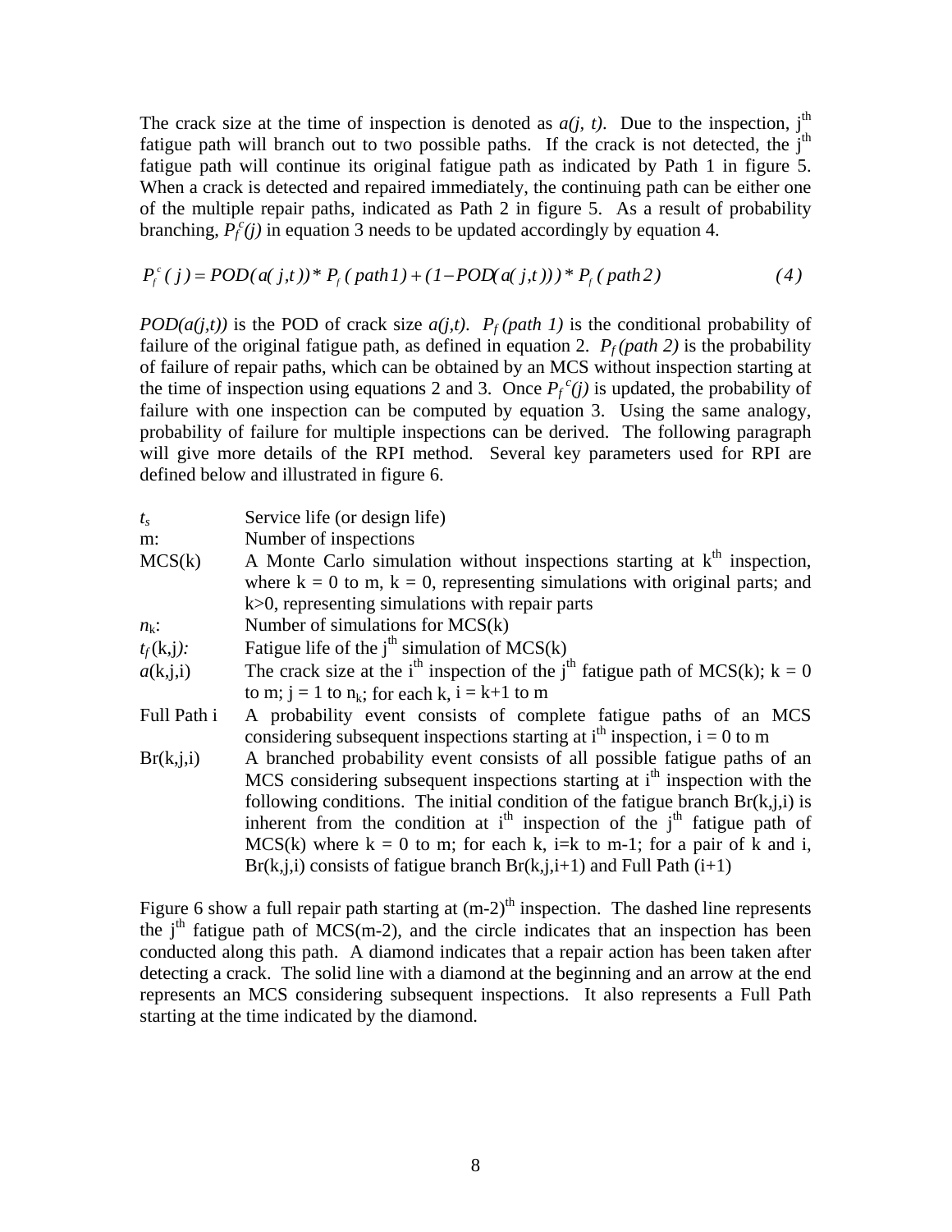The crack size at the time of inspection is denoted as $a(j, t)$. Due to the inspection, j[th] fatigue path will branch out to two possible paths. If the crack is not detected, the j[th] fatigue path will continue its original fatigue path as indicated by Path 1 in figure 5. When a crack is detected and repaired immediately, the continuing path can be either one of the multiple repair paths, indicated as Path 2 in figure 5. As a result of probability branching, $P_f^c(j)$ in equation 3 needs to be updated accordingly by equation 4.

$$P_f^c(j) = POD(a(j,t)) * P_f(path1) + (1 - POD(a(j,t))) * P_f(path2) \tag{4}$$

$POD(a(j,t))$ is the POD of crack size $a(j,t)$. $P_f(path\ 1)$ is the conditional probability of failure of the original fatigue path, as defined in equation 2. $P_f(path\ 2)$ is the probability of failure of repair paths, which can be obtained by an MCS without inspection starting at the time of inspection using equations 2 and 3. Once $P_f^c(j)$ is updated, the probability of failure with one inspection can be computed by equation 3. Using the same analogy, probability of failure for multiple inspections can be derived. The following paragraph will give more details of the RPI method. Several key parameters used for RPI are defined below and illustrated in figure 6.

| | |
|---|---|
| $t_s$ | Service life (or design life) |
| m: | Number of inspections |
| MCS(k) | A Monte Carlo simulation without inspections starting at k[th] inspection, where k = 0 to m, k = 0, representing simulations with original parts; and k>0, representing simulations with repair parts |
| $n_k$: | Number of simulations for MCS(k) |
| $t_f(k,j)$: | Fatigue life of the j[th] simulation of MCS(k) |
| $a(k,j,i)$ | The crack size at the i[th] inspection of the j[th] fatigue path of MCS(k); k = 0 to m; j = 1 to $n_k$; for each k, i = k+1 to m |
| Full Path i | A probability event consists of complete fatigue paths of an MCS considering subsequent inspections starting at i[th] inspection, i = 0 to m |
| Br(k,j,i) | A branched probability event consists of all possible fatigue paths of an MCS considering subsequent inspections starting at i[th] inspection with the following conditions. The initial condition of the fatigue branch Br(k,j,i) is inherent from the condition at i[th] inspection of the j[th] fatigue path of MCS(k) where k = 0 to m; for each k, i=k to m-1; for a pair of k and i, Br(k,j,i) consists of fatigue branch Br(k,j,i+1) and Full Path (i+1) |

Figure 6 show a full repair path starting at (m-2)[th] inspection. The dashed line represents the j[th] fatigue path of MCS(m-2), and the circle indicates that an inspection has been conducted along this path. A diamond indicates that a repair action has been taken after detecting a crack. The solid line with a diamond at the beginning and an arrow at the end represents an MCS considering subsequent inspections. It also represents a Full Path starting at the time indicated by the diamond.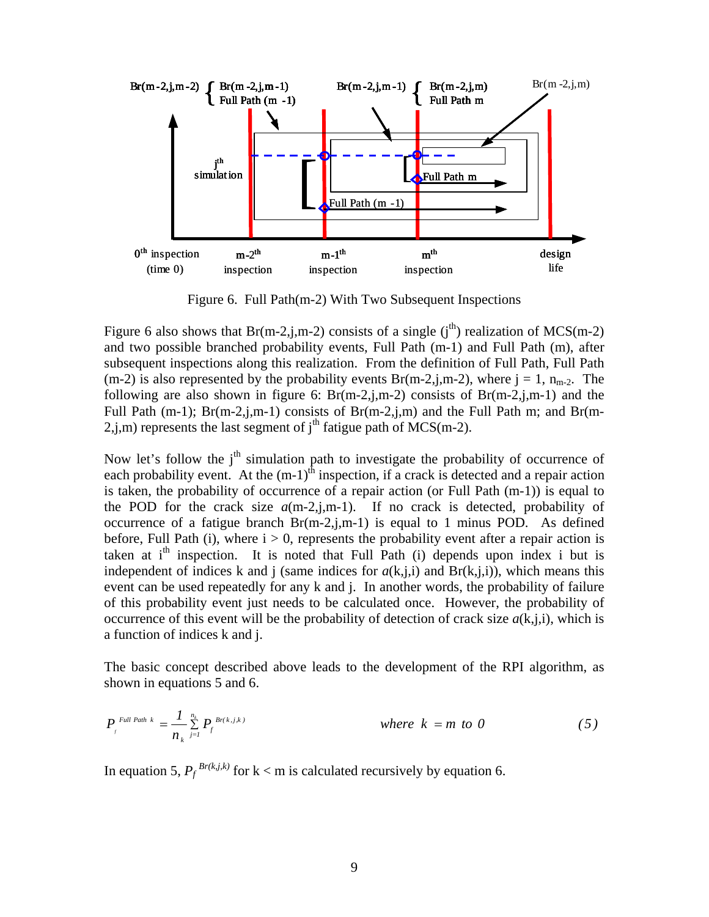Figure 6. Full Path(m-2) With Two Subsequent Inspections

Figure 6 also shows that Br(m-2,j,m-2) consists of a single ($j^{th}$) realization of MCS(m-2) and two possible branched probability events, Full Path (m-1) and Full Path (m), after subsequent inspections along this realization. From the definition of Full Path, Full Path (m-2) is also represented by the probability events Br(m-2,j,m-2), where j = 1, $n_{m-2}$. The following are also shown in figure 6: Br(m-2,j,m-2) consists of Br(m-2,j,m-1) and the Full Path (m-1); Br(m-2,j,m-1) consists of Br(m-2,j,m) and the Full Path m; and Br(m-2,j,m) represents the last segment of $j^{th}$ fatigue path of MCS(m-2).

Now let's follow the $j^{th}$ simulation path to investigate the probability of occurrence of each probability event. At the $(m-1)^{th}$ inspection, if a crack is detected and a repair action is taken, the probability of occurrence of a repair action (or Full Path (m-1)) is equal to the POD for the crack size $a$(m-2,j,m-1). If no crack is detected, probability of occurrence of a fatigue branch Br(m-2,j,m-1) is equal to 1 minus POD. As defined before, Full Path (i), where i > 0, represents the probability event after a repair action is taken at $i^{th}$ inspection. It is noted that Full Path (i) depends upon index i but is independent of indices k and j (same indices for $a$(k,j,i) and Br(k,j,i)), which means this event can be used repeatedly for any k and j. In another words, the probability of failure of this probability event just needs to be calculated once. However, the probability of occurrence of this event will be the probability of detection of crack size $a$(k,j,i), which is a function of indices k and j.

The basic concept described above leads to the development of the RPI algorithm, as shown in equations 5 and 6.

$$P_f^{\,Full\ Path\ k} = \frac{1}{n_k}\sum_{j=1}^{n_k} P_f^{\,Br(k,j,k)} \qquad \text{where } k = m \text{ to } 0 \qquad (5)$$

In equation 5, $P_f^{\,Br(k,j,k)}$ for k < m is calculated recursively by equation 6.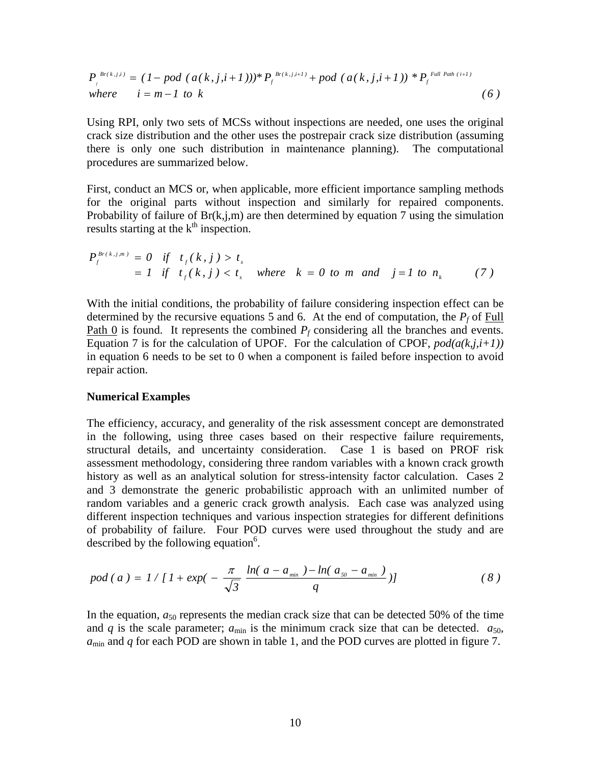$$P_f^{Br(k,j,i)} = (1 - pod\,(a(k,j,i+1)))*P_f^{Br(k,j,i+1)} + pod\,(a(k,j,i+1))*P_f^{Full\ Path\ (i+1)}$$
$$where \quad i = m-1 \ to \ k \tag{6}$$

Using RPI, only two sets of MCSs without inspections are needed, one uses the original crack size distribution and the other uses the postrepair crack size distribution (assuming there is only one such distribution in maintenance planning). The computational procedures are summarized below.

First, conduct an MCS or, when applicable, more efficient importance sampling methods for the original parts without inspection and similarly for repaired components. Probability of failure of Br(k,j,m) are then determined by equation 7 using the simulation results starting at the k[th] inspection.

$$\begin{aligned} P_f^{Br(k,j,m)} &= 0 \quad if \quad t_f(k,j) > t_s \\ &= 1 \quad if \quad t_f(k,j) < t_s \quad where \quad k = 0 \ to \ m \ \ and \quad j = 1 \ to \ n_k \end{aligned} \tag{7}$$

With the initial conditions, the probability of failure considering inspection effect can be determined by the recursive equations 5 and 6. At the end of computation, the $P_f$ of Full Path 0 is found. It represents the combined $P_f$ considering all the branches and events. Equation 7 is for the calculation of UPOF. For the calculation of CPOF, *pod(a(k,j,i+1))* in equation 6 needs to be set to 0 when a component is failed before inspection to avoid repair action.

**Numerical Examples**

The efficiency, accuracy, and generality of the risk assessment concept are demonstrated in the following, using three cases based on their respective failure requirements, structural details, and uncertainty consideration. Case 1 is based on PROF risk assessment methodology, considering three random variables with a known crack growth history as well as an analytical solution for stress-intensity factor calculation. Cases 2 and 3 demonstrate the generic probabilistic approach with an unlimited number of random variables and a generic crack growth analysis. Each case was analyzed using different inspection techniques and various inspection strategies for different definitions of probability of failure. Four POD curves were used throughout the study and are described by the following equation[6].

$$pod\,(a) = 1 / [1 + exp(-\frac{\pi}{\sqrt{3}}\,\frac{ln(a - a_{min}) - ln(a_{50} - a_{min})}{q})] \tag{8}$$

In the equation, $a_{50}$ represents the median crack size that can be detected 50% of the time and $q$ is the scale parameter; $a_{min}$ is the minimum crack size that can be detected. $a_{50}$, $a_{min}$ and $q$ for each POD are shown in table 1, and the POD curves are plotted in figure 7.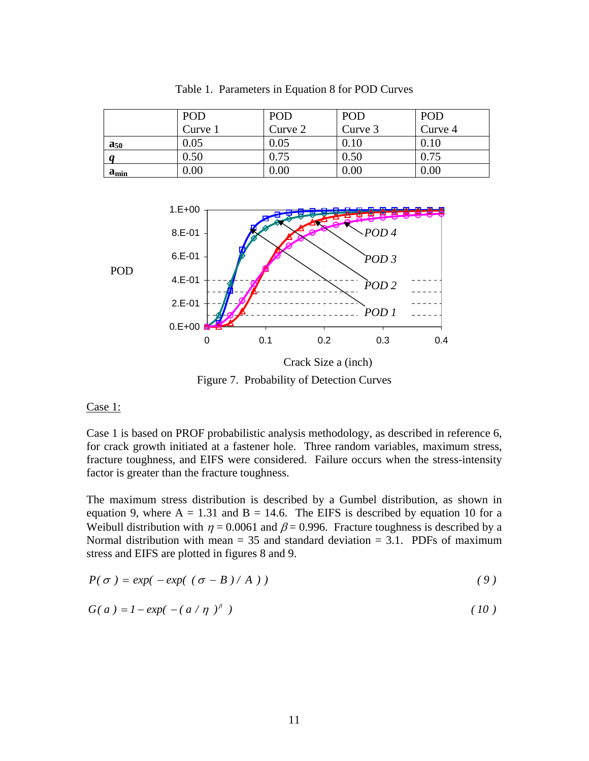Table 1. Parameters in Equation 8 for POD Curves

| | POD Curve 1 | POD Curve 2 | POD Curve 3 | POD Curve 4 |
|---|---|---|---|---|
| $\mathbf{a_{50}}$ | 0.05 | 0.05 | 0.10 | 0.10 |
| $\boldsymbol{q}$ | 0.50 | 0.75 | 0.50 | 0.75 |
| $\mathbf{a_{min}}$ | 0.00 | 0.00 | 0.00 | 0.00 |

Figure 7. Probability of Detection Curves

Case 1:

Case 1 is based on PROF probabilistic analysis methodology, as described in reference 6, for crack growth initiated at a fastener hole. Three random variables, maximum stress, fracture toughness, and EIFS were considered. Failure occurs when the stress-intensity factor is greater than the fracture toughness.

The maximum stress distribution is described by a Gumbel distribution, as shown in equation 9, where A = 1.31 and B = 14.6. The EIFS is described by equation 10 for a Weibull distribution with $\eta = 0.0061$ and $\beta = 0.996$. Fracture toughness is described by a Normal distribution with mean = 35 and standard deviation = 3.1. PDFs of maximum stress and EIFS are plotted in figures 8 and 9.

$$P(\sigma) = exp(-exp((\sigma - B)/A)) \quad (9)$$

$$G(a) = 1 - exp(-(a/\eta)^{\beta}) \quad (10)$$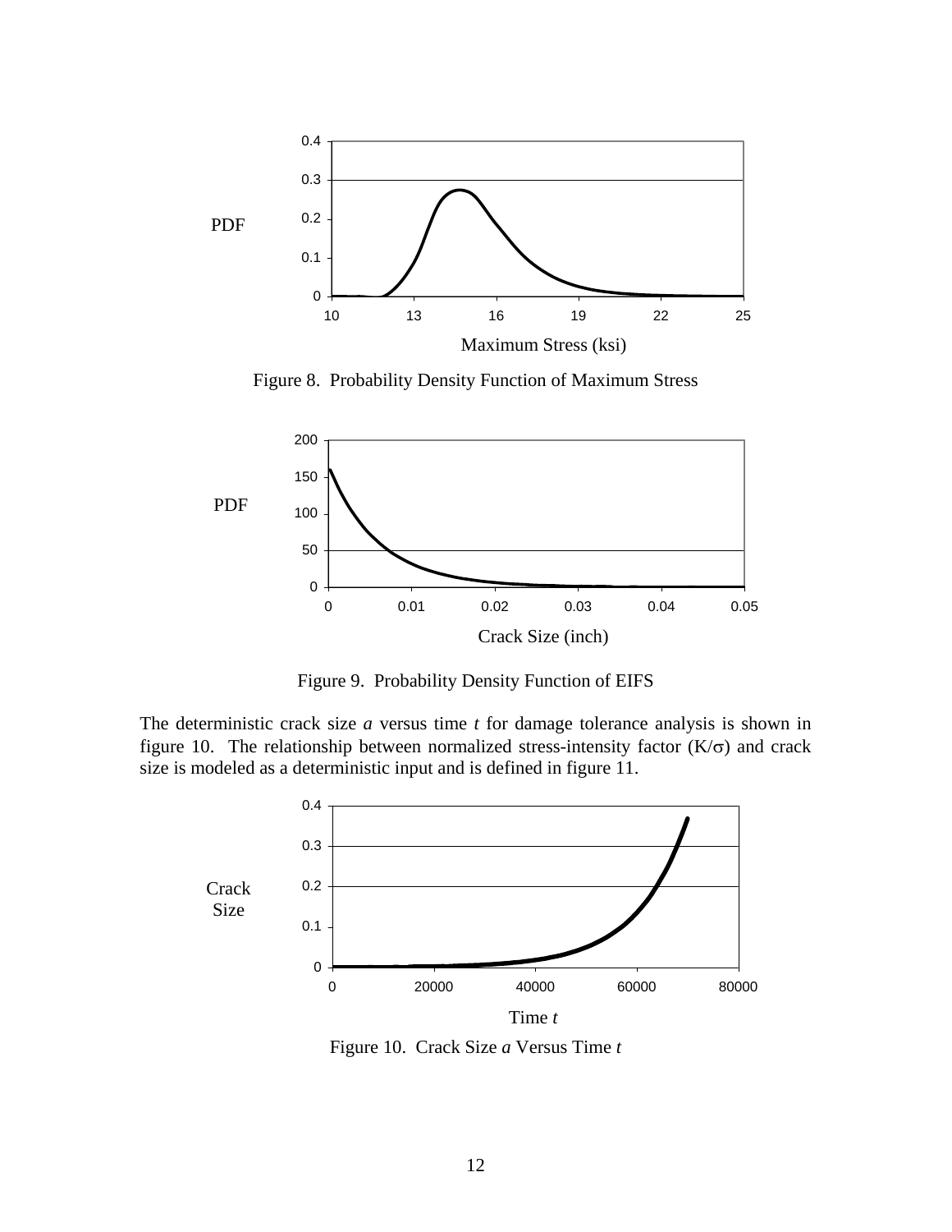Figure 8. Probability Density Function of Maximum Stress

Figure 9. Probability Density Function of EIFS

The deterministic crack size *a* versus time *t* for damage tolerance analysis is shown in figure 10. The relationship between normalized stress-intensity factor ($K/\sigma$) and crack size is modeled as a deterministic input and is defined in figure 11.

Figure 10. Crack Size *a* Versus Time *t*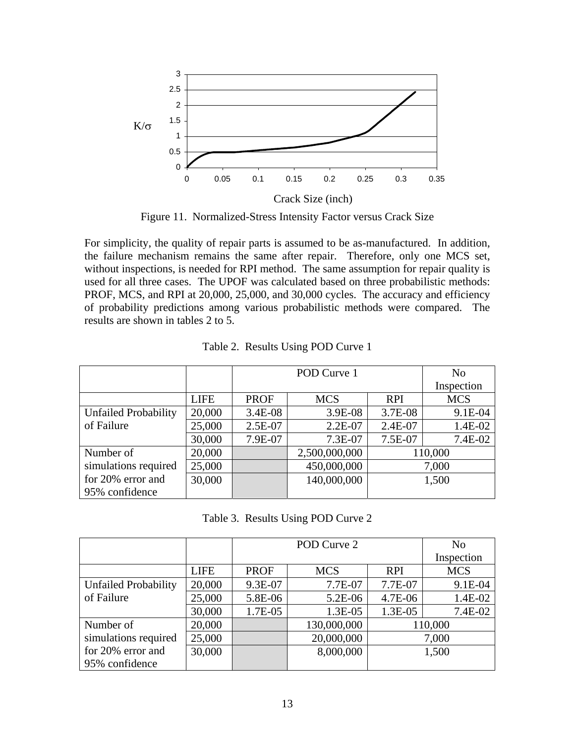Figure 11. Normalized-Stress Intensity Factor versus Crack Size

For simplicity, the quality of repair parts is assumed to be as-manufactured. In addition, the failure mechanism remains the same after repair. Therefore, only one MCS set, without inspections, is needed for RPI method. The same assumption for repair quality is used for all three cases. The UPOF was calculated based on three probabilistic methods: PROF, MCS, and RPI at 20,000, 25,000, and 30,000 cycles. The accuracy and efficiency of probability predictions among various probabilistic methods were compared. The results are shown in tables 2 to 5.

Table 2. Results Using POD Curve 1

| | | POD Curve 1 | | | No Inspection |
|---|---|---|---|---|---|
| | LIFE | PROF | MCS | RPI | MCS |
| Unfailed Probability of Failure | 20,000 | 3.4E-08 | 3.9E-08 | 3.7E-08 | 9.1E-04 |
| | 25,000 | 2.5E-07 | 2.2E-07 | 2.4E-07 | 1.4E-02 |
| | 30,000 | 7.9E-07 | 7.3E-07 | 7.5E-07 | 7.4E-02 |
| Number of simulations required for 20% error and 95% confidence | 20,000 | | 2,500,000,000 | 110,000 | |
| | 25,000 | | 450,000,000 | 7,000 | |
| | 30,000 | | 140,000,000 | 1,500 | |

Table 3. Results Using POD Curve 2

| | | POD Curve 2 | | | No Inspection |
|---|---|---|---|---|---|
| | LIFE | PROF | MCS | RPI | MCS |
| Unfailed Probability of Failure | 20,000 | 9.3E-07 | 7.7E-07 | 7.7E-07 | 9.1E-04 |
| | 25,000 | 5.8E-06 | 5.2E-06 | 4.7E-06 | 1.4E-02 |
| | 30,000 | 1.7E-05 | 1.3E-05 | 1.3E-05 | 7.4E-02 |
| Number of simulations required for 20% error and 95% confidence | 20,000 | | 130,000,000 | 110,000 | |
| | 25,000 | | 20,000,000 | 7,000 | |
| | 30,000 | | 8,000,000 | 1,500 | |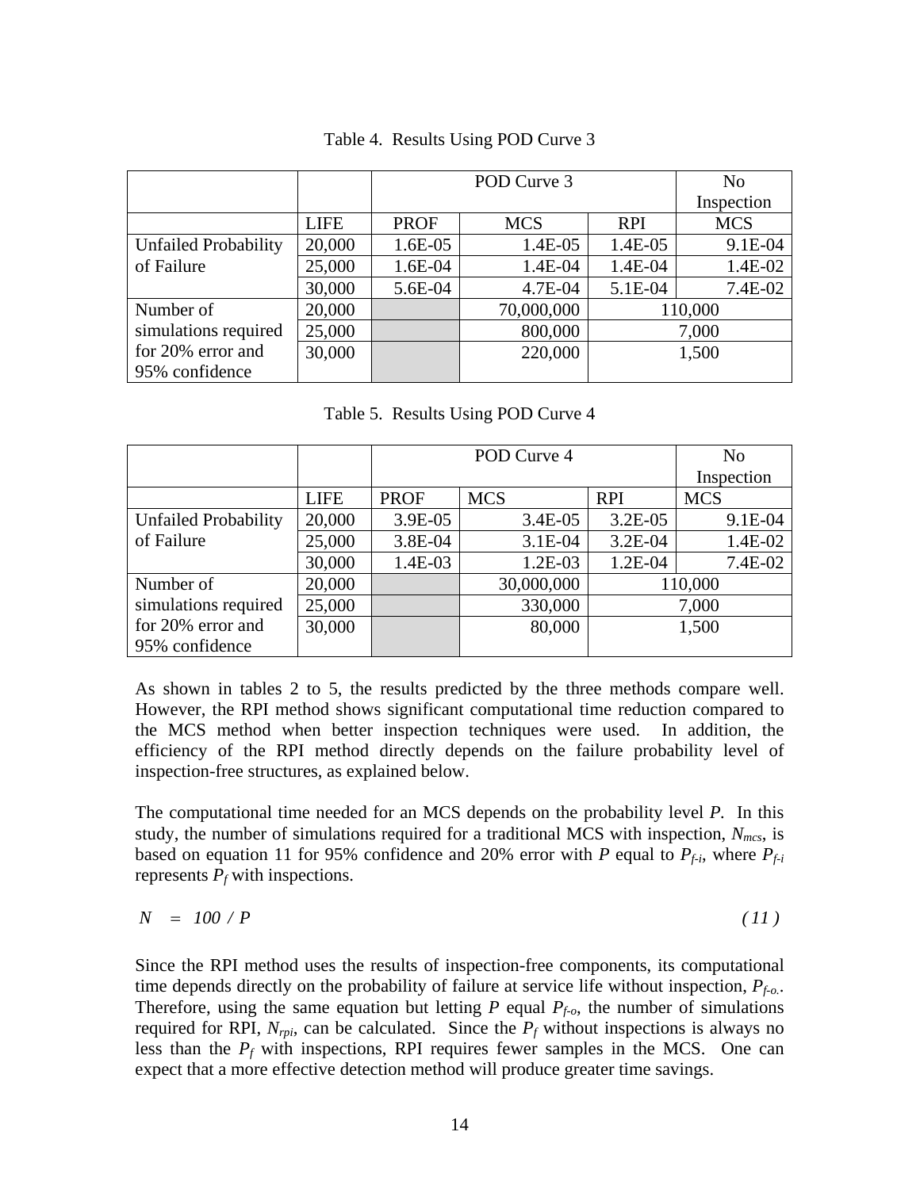Table 4. Results Using POD Curve 3

| | | POD Curve 3 | | | No Inspection |
|---|---|---|---|---|---|
| | LIFE | PROF | MCS | RPI | MCS |
| Unfailed Probability of Failure | 20,000 | 1.6E-05 | 1.4E-05 | 1.4E-05 | 9.1E-04 |
| | 25,000 | 1.6E-04 | 1.4E-04 | 1.4E-04 | 1.4E-02 |
| | 30,000 | 5.6E-04 | 4.7E-04 | 5.1E-04 | 7.4E-02 |
| Number of simulations required for 20% error and 95% confidence | 20,000 | | 70,000,000 | 110,000 | |
| | 25,000 | | 800,000 | 7,000 | |
| | 30,000 | | 220,000 | 1,500 | |

Table 5. Results Using POD Curve 4

| | | POD Curve 4 | | | No Inspection |
|---|---|---|---|---|---|
| | LIFE | PROF | MCS | RPI | MCS |
| Unfailed Probability of Failure | 20,000 | 3.9E-05 | 3.4E-05 | 3.2E-05 | 9.1E-04 |
| | 25,000 | 3.8E-04 | 3.1E-04 | 3.2E-04 | 1.4E-02 |
| | 30,000 | 1.4E-03 | 1.2E-03 | 1.2E-04 | 7.4E-02 |
| Number of simulations required for 20% error and 95% confidence | 20,000 | | 30,000,000 | 110,000 | |
| | 25,000 | | 330,000 | 7,000 | |
| | 30,000 | | 80,000 | 1,500 | |

As shown in tables 2 to 5, the results predicted by the three methods compare well. However, the RPI method shows significant computational time reduction compared to the MCS method when better inspection techniques were used. In addition, the efficiency of the RPI method directly depends on the failure probability level of inspection-free structures, as explained below.

The computational time needed for an MCS depends on the probability level $P$. In this study, the number of simulations required for a traditional MCS with inspection, $N_{mcs}$, is based on equation 11 for 95% confidence and 20% error with $P$ equal to $P_{f-i}$, where $P_{f-i}$ represents $P_f$ with inspections.

$$N = 100 / P \qquad (11)$$

Since the RPI method uses the results of inspection-free components, its computational time depends directly on the probability of failure at service life without inspection, $P_{f-o}$. Therefore, using the same equation but letting $P$ equal $P_{f-o}$, the number of simulations required for RPI, $N_{rpi}$, can be calculated. Since the $P_f$ without inspections is always no less than the $P_f$ with inspections, RPI requires fewer samples in the MCS. One can expect that a more effective detection method will produce greater time savings.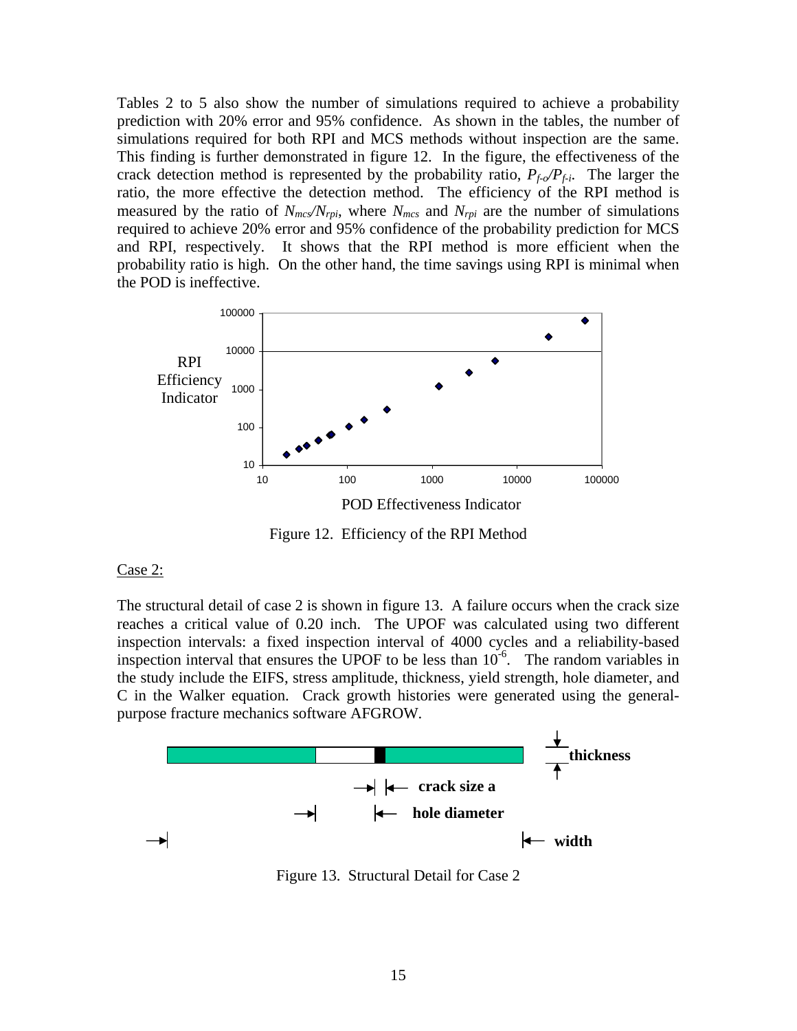Tables 2 to 5 also show the number of simulations required to achieve a probability prediction with 20% error and 95% confidence. As shown in the tables, the number of simulations required for both RPI and MCS methods without inspection are the same. This finding is further demonstrated in figure 12. In the figure, the effectiveness of the crack detection method is represented by the probability ratio, $P_{f\text{-}o}/P_{f\text{-}i}$. The larger the ratio, the more effective the detection method. The efficiency of the RPI method is measured by the ratio of $N_{mcs}/N_{rpi}$, where $N_{mcs}$ and $N_{rpi}$ are the number of simulations required to achieve 20% error and 95% confidence of the probability prediction for MCS and RPI, respectively. It shows that the RPI method is more efficient when the probability ratio is high. On the other hand, the time savings using RPI is minimal when the POD is ineffective.

Figure 12. Efficiency of the RPI Method

Case 2:

The structural detail of case 2 is shown in figure 13. A failure occurs when the crack size reaches a critical value of 0.20 inch. The UPOF was calculated using two different inspection intervals: a fixed inspection interval of 4000 cycles and a reliability-based inspection interval that ensures the UPOF to be less than $10^{-6}$. The random variables in the study include the EIFS, stress amplitude, thickness, yield strength, hole diameter, and C in the Walker equation. Crack growth histories were generated using the general-purpose fracture mechanics software AFGROW.

Figure 13. Structural Detail for Case 2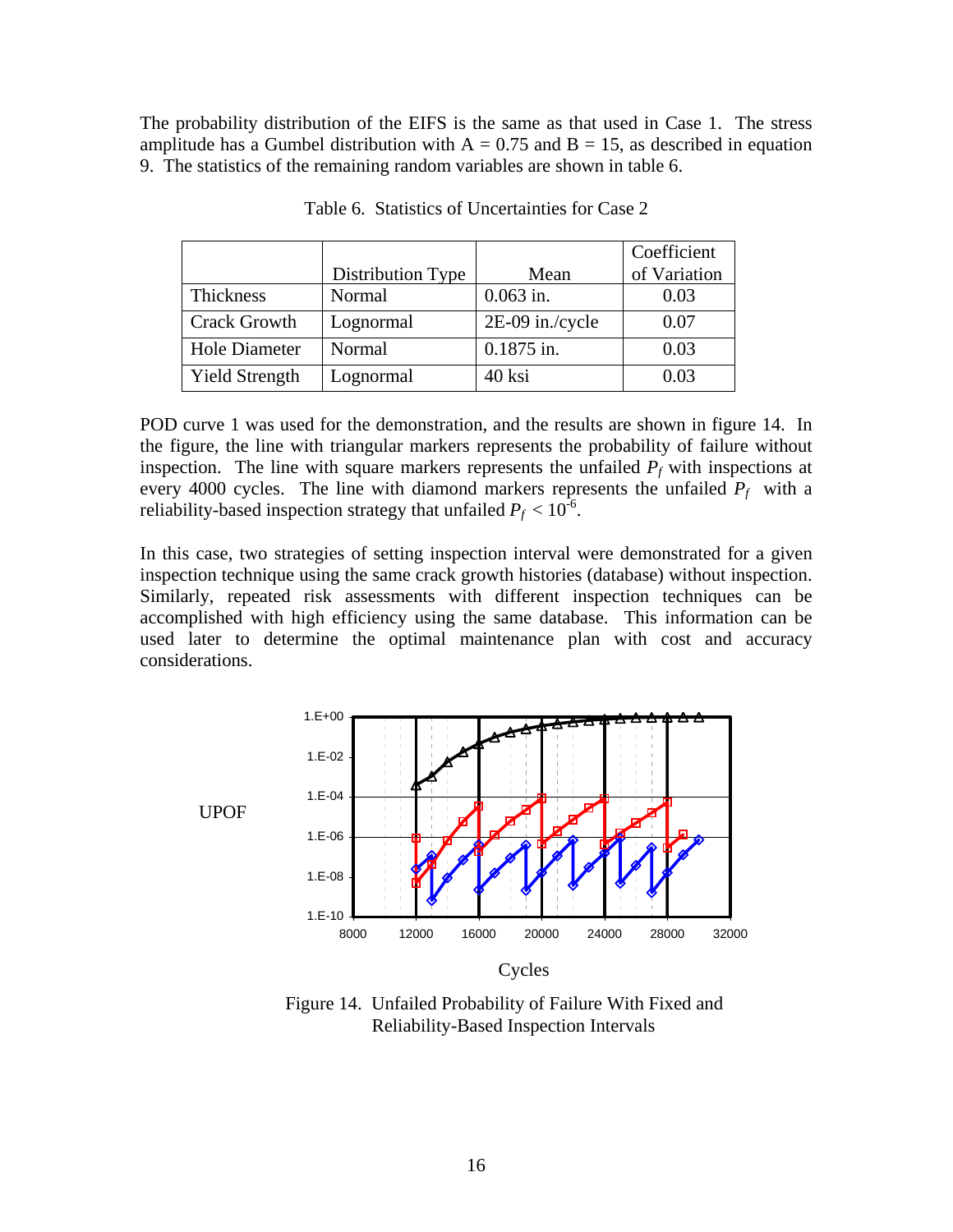The probability distribution of the EIFS is the same as that used in Case 1. The stress amplitude has a Gumbel distribution with A = 0.75 and B = 15, as described in equation 9. The statistics of the remaining random variables are shown in table 6.

Table 6. Statistics of Uncertainties for Case 2

| | Distribution Type | Mean | Coefficient of Variation |
|---|---|---|---|
| Thickness | Normal | 0.063 in. | 0.03 |
| Crack Growth | Lognormal | 2E-09 in./cycle | 0.07 |
| Hole Diameter | Normal | 0.1875 in. | 0.03 |
| Yield Strength | Lognormal | 40 ksi | 0.03 |

POD curve 1 was used for the demonstration, and the results are shown in figure 14. In the figure, the line with triangular markers represents the probability of failure without inspection. The line with square markers represents the unfailed $P_f$ with inspections at every 4000 cycles. The line with diamond markers represents the unfailed $P_f$ with a reliability-based inspection strategy that unfailed $P_f < 10^{-6}$.

In this case, two strategies of setting inspection interval were demonstrated for a given inspection technique using the same crack growth histories (database) without inspection. Similarly, repeated risk assessments with different inspection techniques can be accomplished with high efficiency using the same database. This information can be used later to determine the optimal maintenance plan with cost and accuracy considerations.

Figure 14. Unfailed Probability of Failure With Fixed and Reliability-Based Inspection Intervals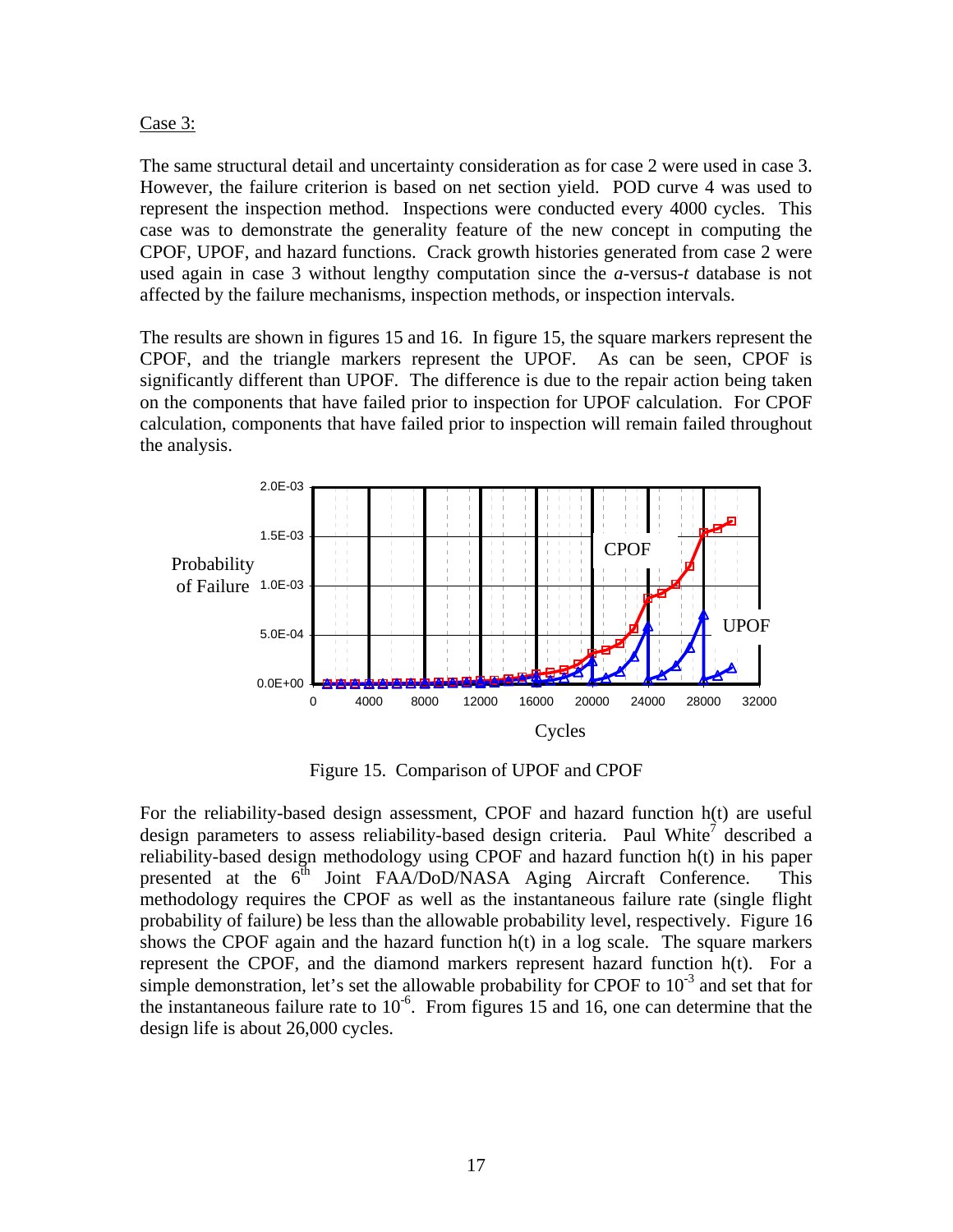Case 3:

The same structural detail and uncertainty consideration as for case 2 were used in case 3. However, the failure criterion is based on net section yield. POD curve 4 was used to represent the inspection method. Inspections were conducted every 4000 cycles. This case was to demonstrate the generality feature of the new concept in computing the CPOF, UPOF, and hazard functions. Crack growth histories generated from case 2 were used again in case 3 without lengthy computation since the *a*-versus-*t* database is not affected by the failure mechanisms, inspection methods, or inspection intervals.

The results are shown in figures 15 and 16. In figure 15, the square markers represent the CPOF, and the triangle markers represent the UPOF. As can be seen, CPOF is significantly different than UPOF. The difference is due to the repair action being taken on the components that have failed prior to inspection for UPOF calculation. For CPOF calculation, components that have failed prior to inspection will remain failed throughout the analysis.

Figure 15. Comparison of UPOF and CPOF

For the reliability-based design assessment, CPOF and hazard function h(t) are useful design parameters to assess reliability-based design criteria. Paul White[7] described a reliability-based design methodology using CPOF and hazard function h(t) in his paper presented at the 6th Joint FAA/DoD/NASA Aging Aircraft Conference. This methodology requires the CPOF as well as the instantaneous failure rate (single flight probability of failure) be less than the allowable probability level, respectively. Figure 16 shows the CPOF again and the hazard function h(t) in a log scale. The square markers represent the CPOF, and the diamond markers represent hazard function h(t). For a simple demonstration, let's set the allowable probability for CPOF to $10^{-3}$ and set that for the instantaneous failure rate to $10^{-6}$. From figures 15 and 16, one can determine that the design life is about 26,000 cycles.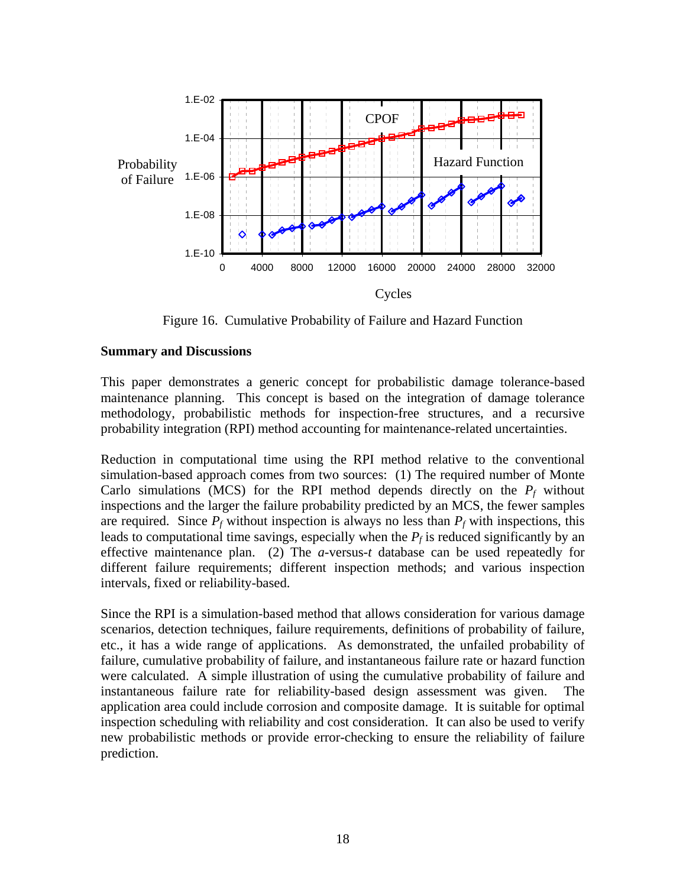Figure 16. Cumulative Probability of Failure and Hazard Function

### Summary and Discussions

This paper demonstrates a generic concept for probabilistic damage tolerance-based maintenance planning. This concept is based on the integration of damage tolerance methodology, probabilistic methods for inspection-free structures, and a recursive probability integration (RPI) method accounting for maintenance-related uncertainties.

Reduction in computational time using the RPI method relative to the conventional simulation-based approach comes from two sources: (1) The required number of Monte Carlo simulations (MCS) for the RPI method depends directly on the $P_f$ without inspections and the larger the failure probability predicted by an MCS, the fewer samples are required. Since $P_f$ without inspection is always no less than $P_f$ with inspections, this leads to computational time savings, especially when the $P_f$ is reduced significantly by an effective maintenance plan. (2) The *a*-versus-*t* database can be used repeatedly for different failure requirements; different inspection methods; and various inspection intervals, fixed or reliability-based.

Since the RPI is a simulation-based method that allows consideration for various damage scenarios, detection techniques, failure requirements, definitions of probability of failure, etc., it has a wide range of applications. As demonstrated, the unfailed probability of failure, cumulative probability of failure, and instantaneous failure rate or hazard function were calculated. A simple illustration of using the cumulative probability of failure and instantaneous failure rate for reliability-based design assessment was given. The application area could include corrosion and composite damage. It is suitable for optimal inspection scheduling with reliability and cost consideration. It can also be used to verify new probabilistic methods or provide error-checking to ensure the reliability of failure prediction.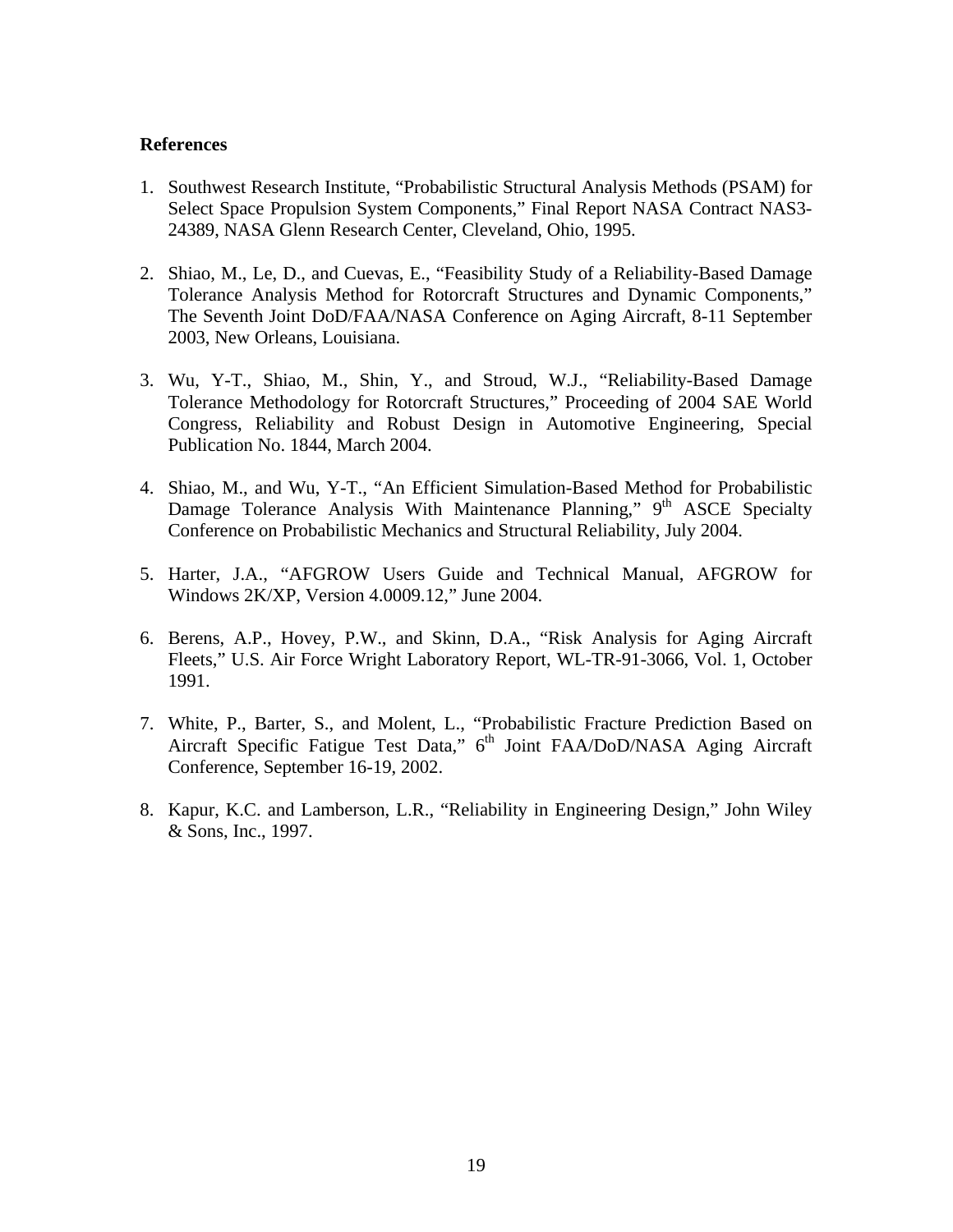**References**

1. Southwest Research Institute, "Probabilistic Structural Analysis Methods (PSAM) for Select Space Propulsion System Components," Final Report NASA Contract NAS3-24389, NASA Glenn Research Center, Cleveland, Ohio, 1995.

2. Shiao, M., Le, D., and Cuevas, E., "Feasibility Study of a Reliability-Based Damage Tolerance Analysis Method for Rotorcraft Structures and Dynamic Components," The Seventh Joint DoD/FAA/NASA Conference on Aging Aircraft, 8-11 September 2003, New Orleans, Louisiana.

3. Wu, Y-T., Shiao, M., Shin, Y., and Stroud, W.J., "Reliability-Based Damage Tolerance Methodology for Rotorcraft Structures," Proceeding of 2004 SAE World Congress, Reliability and Robust Design in Automotive Engineering, Special Publication No. 1844, March 2004.

4. Shiao, M., and Wu, Y-T., "An Efficient Simulation-Based Method for Probabilistic Damage Tolerance Analysis With Maintenance Planning," 9th ASCE Specialty Conference on Probabilistic Mechanics and Structural Reliability, July 2004.

5. Harter, J.A., "AFGROW Users Guide and Technical Manual, AFGROW for Windows 2K/XP, Version 4.0009.12," June 2004.

6. Berens, A.P., Hovey, P.W., and Skinn, D.A., "Risk Analysis for Aging Aircraft Fleets," U.S. Air Force Wright Laboratory Report, WL-TR-91-3066, Vol. 1, October 1991.

7. White, P., Barter, S., and Molent, L., "Probabilistic Fracture Prediction Based on Aircraft Specific Fatigue Test Data," 6th Joint FAA/DoD/NASA Aging Aircraft Conference, September 16-19, 2002.

8. Kapur, K.C. and Lamberson, L.R., "Reliability in Engineering Design," John Wiley & Sons, Inc., 1997.